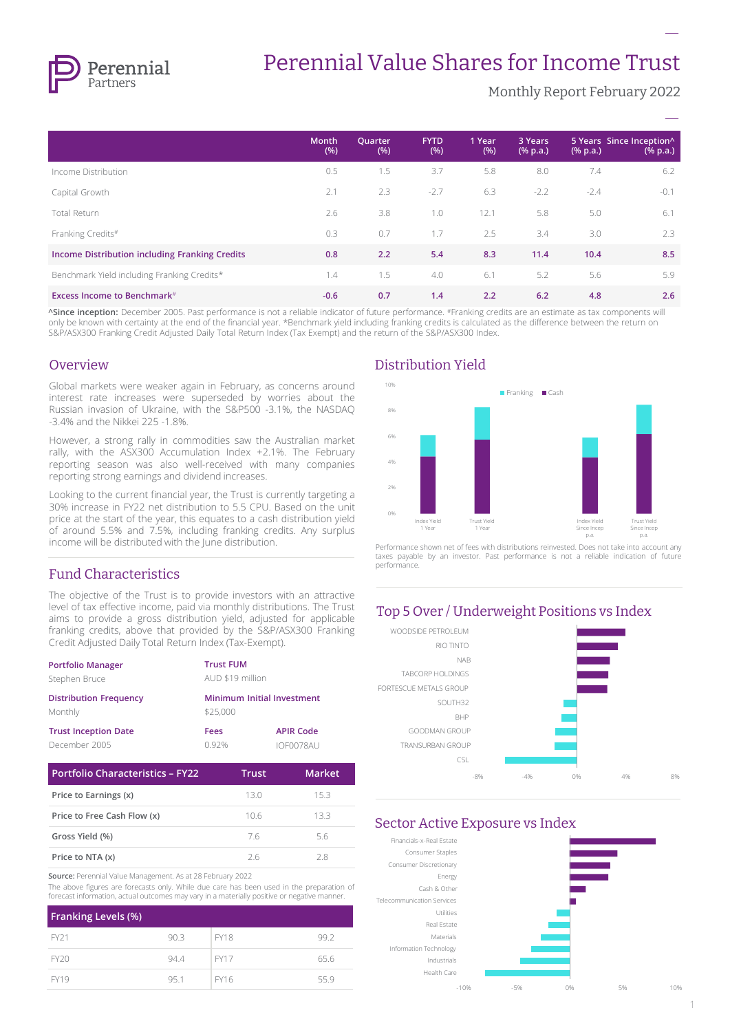# Perennial Value Shares for Income Trust

Monthly Report February 2022

| | Month (%) | Quarter (%) | FYTD (%) | 1 Year (%) | 3 Years (% p.a.) | 5 Years (% p.a.) | Since Inception^ (% p.a.) |
|---|---|---|---|---|---|---|---|
| Income Distribution | 0.5 | 1.5 | 3.7 | 5.8 | 8.0 | 7.4 | 6.2 |
| Capital Growth | 2.1 | 2.3 | -2.7 | 6.3 | -2.2 | -2.4 | -0.1 |
| Total Return | 2.6 | 3.8 | 1.0 | 12.1 | 5.8 | 5.0 | 6.1 |
| Franking Credits# | 0.3 | 0.7 | 1.7 | 2.5 | 3.4 | 3.0 | 2.3 |
| **Income Distribution including Franking Credits** | **0.8** | **2.2** | **5.4** | **8.3** | **11.4** | **10.4** | **8.5** |
| Benchmark Yield including Franking Credits* | 1.4 | 1.5 | 4.0 | 6.1 | 5.2 | 5.6 | 5.9 |
| **Excess Income to Benchmark#** | **-0.6** | **0.7** | **1.4** | **2.2** | **6.2** | **4.8** | **2.6** |

**^Since inception:** December 2005. Past performance is not a reliable indicator of future performance. #Franking credits are an estimate as tax components will only be known with certainty at the end of the financial year. *Benchmark yield including franking credits is calculated as the difference between the return on S&P/ASX300 Franking Credit Adjusted Daily Total Return Index (Tax Exempt) and the return of the S&P/ASX300 Index.

## Overview

Global markets were weaker again in February, as concerns around interest rate increases were superseded by worries about the Russian invasion of Ukraine, with the S&P500 -3.1%, the NASDAQ -3.4% and the Nikkei 225 -1.8%.

However, a strong rally in commodities saw the Australian market rally, with the ASX300 Accumulation Index +2.1%. The February reporting season was also well-received with many companies reporting strong earnings and dividend increases.

Looking to the current financial year, the Trust is currently targeting a 30% increase in FY22 net distribution to 5.5 CPU. Based on the unit price at the start of the year, this equates to a cash distribution yield of around 5.5% and 7.5%, including franking credits. Any surplus income will be distributed with the June distribution.

## Fund Characteristics

The objective of the Trust is to provide investors with an attractive level of tax effective income, paid via monthly distributions. The Trust aims to provide a gross distribution yield, adjusted for applicable franking credits, above that provided by the S&P/ASX300 Franking Credit Adjusted Daily Total Return Index (Tax-Exempt).

**Portfolio Manager**
Stephen Bruce

**Trust FUM**
AUD $19 million

**Distribution Frequency**
Monthly

**Minimum Initial Investment**
$25,000

**Trust Inception Date**
December 2005

**Fees**
0.92%

**APIR Code**
IOF0078AU

| Portfolio Characteristics – FY22 | Trust | Market |
|---|---|---|
| Price to Earnings (x) | 13.0 | 15.3 |
| Price to Free Cash Flow (x) | 10.6 | 13.3 |
| Gross Yield (%) | 7.6 | 5.6 |
| Price to NTA (x) | 2.6 | 2.8 |

**Source:** Perennial Value Management. As at 28 February 2022
The above figures are forecasts only. While due care has been used in the preparation of forecast information, actual outcomes may vary in a materially positive or negative manner.

| Franking Levels (%) | | | |
|---|---|---|---|
| FY21 | 90.3 | FY18 | 99.2 |
| FY20 | 94.4 | FY17 | 65.6 |
| FY19 | 95.1 | FY16 | 55.9 |

## Distribution Yield

Performance shown net of fees with distributions reinvested. Does not take into account any taxes payable by an investor. Past performance is not a reliable indication of future performance.

## Top 5 Over / Underweight Positions vs Index

## Sector Active Exposure vs Index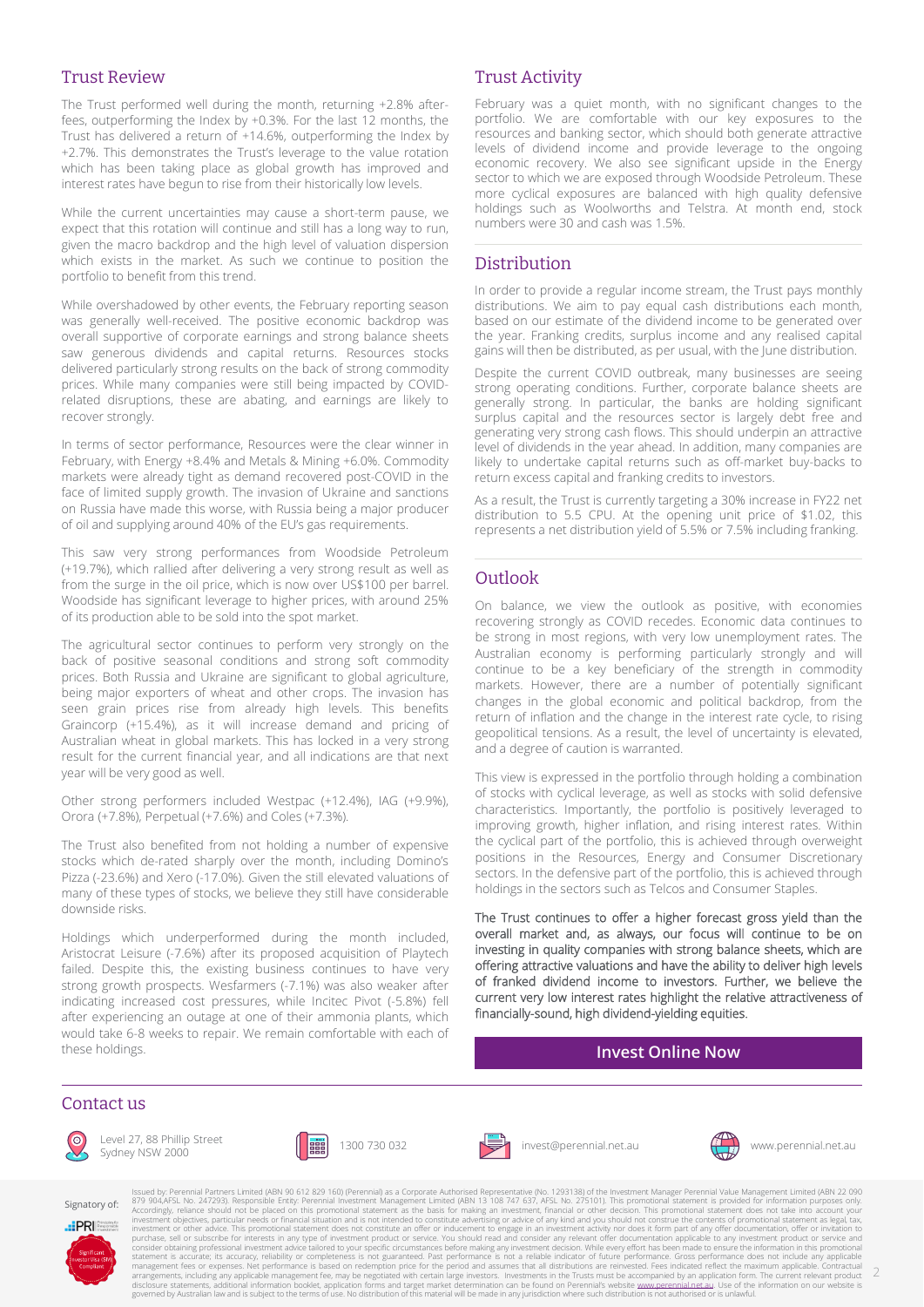## Trust Review

The Trust performed well during the month, returning +2.8% after-fees, outperforming the Index by +0.3%. For the last 12 months, the Trust has delivered a return of +14.6%, outperforming the Index by +2.7%. This demonstrates the Trust's leverage to the value rotation which has been taking place as global growth has improved and interest rates have begun to rise from their historically low levels.

While the current uncertainties may cause a short-term pause, we expect that this rotation will continue and still has a long way to run, given the macro backdrop and the high level of valuation dispersion which exists in the market. As such we continue to position the portfolio to benefit from this trend.

While overshadowed by other events, the February reporting season was generally well-received. The positive economic backdrop was overall supportive of corporate earnings and strong balance sheets saw generous dividends and capital returns. Resources stocks delivered particularly strong results on the back of strong commodity prices. While many companies were still being impacted by COVID-related disruptions, these are abating, and earnings are likely to recover strongly.

In terms of sector performance, Resources were the clear winner in February, with Energy +8.4% and Metals & Mining +6.0%. Commodity markets were already tight as demand recovered post-COVID in the face of limited supply growth. The invasion of Ukraine and sanctions on Russia have made this worse, with Russia being a major producer of oil and supplying around 40% of the EU's gas requirements.

This saw very strong performances from Woodside Petroleum (+19.7%), which rallied after delivering a very strong result as well as from the surge in the oil price, which is now over US$100 per barrel. Woodside has significant leverage to higher prices, with around 25% of its production able to be sold into the spot market.

The agricultural sector continues to perform very strongly on the back of positive seasonal conditions and strong soft commodity prices. Both Russia and Ukraine are significant to global agriculture, being major exporters of wheat and other crops. The invasion has seen grain prices rise from already high levels. This benefits Graincorp (+15.4%), as it will increase demand and pricing of Australian wheat in global markets. This has locked in a very strong result for the current financial year, and all indications are that next year will be very good as well.

Other strong performers included Westpac (+12.4%), IAG (+9.9%), Orora (+7.8%), Perpetual (+7.6%) and Coles (+7.3%).

The Trust also benefited from not holding a number of expensive stocks which de-rated sharply over the month, including Domino's Pizza (-23.6%) and Xero (-17.0%). Given the still elevated valuations of many of these types of stocks, we believe they still have considerable downside risks.

Holdings which underperformed during the month included, Aristocrat Leisure (-7.6%) after its proposed acquisition of Playtech failed. Despite this, the existing business continues to have very strong growth prospects. Wesfarmers (-7.1%) was also weaker after indicating increased cost pressures, while Incitec Pivot (-5.8%) fell after experiencing an outage at one of their ammonia plants, which would take 6-8 weeks to repair. We remain comfortable with each of these holdings.

## Trust Activity

February was a quiet month, with no significant changes to the portfolio. We are comfortable with our key exposures to the resources and banking sector, which should both generate attractive levels of dividend income and provide leverage to the ongoing economic recovery. We also see significant upside in the Energy sector to which we are exposed through Woodside Petroleum. These more cyclical exposures are balanced with high quality defensive holdings such as Woolworths and Telstra. At month end, stock numbers were 30 and cash was 1.5%.

## Distribution

In order to provide a regular income stream, the Trust pays monthly distributions. We aim to pay equal cash distributions each month, based on our estimate of the dividend income to be generated over the year. Franking credits, surplus income and any realised capital gains will then be distributed, as per usual, with the June distribution.

Despite the current COVID outbreak, many businesses are seeing strong operating conditions. Further, corporate balance sheets are generally strong. In particular, the banks are holding significant surplus capital and the resources sector is largely debt free and generating very strong cash flows. This should underpin an attractive level of dividends in the year ahead. In addition, many companies are likely to undertake capital returns such as off-market buy-backs to return excess capital and franking credits to investors.

As a result, the Trust is currently targeting a 30% increase in FY22 net distribution to 5.5 CPU. At the opening unit price of $1.02, this represents a net distribution yield of 5.5% or 7.5% including franking.

## Outlook

On balance, we view the outlook as positive, with economies recovering strongly as COVID recedes. Economic data continues to be strong in most regions, with very low unemployment rates. The Australian economy is performing particularly strongly and will continue to be a key beneficiary of the strength in commodity markets. However, there are a number of potentially significant changes in the global economic and political backdrop, from the return of inflation and the change in the interest rate cycle, to rising geopolitical tensions. As a result, the level of uncertainty is elevated, and a degree of caution is warranted.

This view is expressed in the portfolio through holding a combination of stocks with cyclical leverage, as well as stocks with solid defensive characteristics. Importantly, the portfolio is positively leveraged to improving growth, higher inflation, and rising interest rates. Within the cyclical part of the portfolio, this is achieved through overweight positions in the Resources, Energy and Consumer Discretionary sectors. In the defensive part of the portfolio, this is achieved through holdings in the sectors such as Telcos and Consumer Staples.

The Trust continues to offer a higher forecast gross yield than the overall market and, as always, our focus will continue to be on investing in quality companies with strong balance sheets, which are offering attractive valuations and have the ability to deliver high levels of franked dividend income to investors. Further, we believe the current very low interest rates highlight the relative attractiveness of financially-sound, high dividend-yielding equities.

**Invest Online Now**

## Contact us

Level 27, 88 Phillip Street
Sydney NSW 2000

1300 730 032

invest@perennial.net.au

www.perennial.net.au

Signatory of: PRI Principles for Responsible Investment

Significant Investor Visa (SIV) Compliant

Issued by: Perennial Partners Limited (ABN 90 612 829 160) (Perennial) as a Corporate Authorised Representative (No. 1293138) of the Investment Manager Perennial Value Management Limited (ABN 22 090 879 904,AFSL No. 247293). Responsible Entity: Perennial Investment Management Limited (ABN 13 108 747 637, AFSL No. 275101). This promotional statement is provided for information purposes only. Accordingly, reliance should not be placed on this promotional statement as the basis for making an investment, financial or other decision. This promotional statement does not take into account your investment objectives, particular needs or financial situation and is not intended to constitute advertising or advice of any kind and you should not construe the contents of promotional statement as legal, tax, investment or other advice. This promotional statement does not constitute an offer or inducement to engage in an investment activity nor does it form part of any offer documentation, offer or invitation to purchase, sell or subscribe for interests in any type of investment product or service. You should read and consider any relevant offer documentation applicable to any investment product or service and consider obtaining professional investment advice tailored to your specific circumstances before making any investment decision. While every effort has been made to ensure the information in this promotional statement is accurate; its accuracy, reliability or completeness is not guaranteed. Past performance is not a reliable indicator of future performance. Gross performance does not include any applicable management fees or expenses. Net performance is based on redemption price for the period and assumes that all distributions are reinvested. Fees indicated reflect the maximum applicable. Contractual arrangements, including any applicable management fee, may be negotiated with certain large investors. Investments in the Trusts must be accompanied by an application form. The current relevant product disclosure statements, additional information booklet, application forms and target market determination can be found on Perennial's website www.perennial.net.au. Use of the information on our website is governed by Australian law and is subject to the terms of use. No distribution of this material will be made in any jurisdiction where such distribution is not authorised or is unlawful.